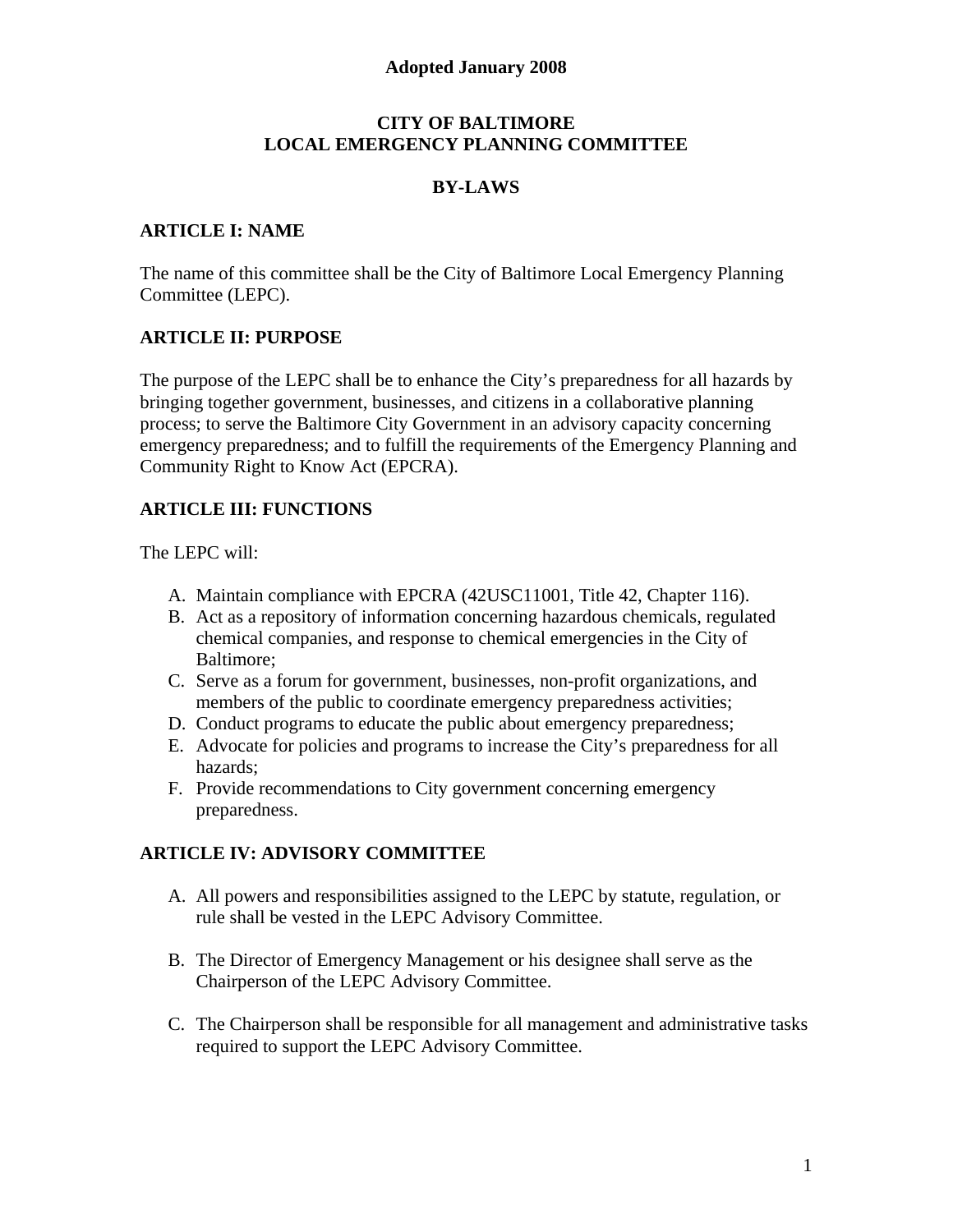**Adopted January 2008**

# CITY OF BALTIMORE
# LOCAL EMERGENCY PLANNING COMMITTEE

## BY-LAWS

### ARTICLE I: NAME

The name of this committee shall be the City of Baltimore Local Emergency Planning Committee (LEPC).

### ARTICLE II: PURPOSE

The purpose of the LEPC shall be to enhance the City's preparedness for all hazards by bringing together government, businesses, and citizens in a collaborative planning process; to serve the Baltimore City Government in an advisory capacity concerning emergency preparedness; and to fulfill the requirements of the Emergency Planning and Community Right to Know Act (EPCRA).

### ARTICLE III: FUNCTIONS

The LEPC will:

A. Maintain compliance with EPCRA (42USC11001, Title 42, Chapter 116).
B. Act as a repository of information concerning hazardous chemicals, regulated chemical companies, and response to chemical emergencies in the City of Baltimore;
C. Serve as a forum for government, businesses, non-profit organizations, and members of the public to coordinate emergency preparedness activities;
D. Conduct programs to educate the public about emergency preparedness;
E. Advocate for policies and programs to increase the City's preparedness for all hazards;
F. Provide recommendations to City government concerning emergency preparedness.

### ARTICLE IV: ADVISORY COMMITTEE

A. All powers and responsibilities assigned to the LEPC by statute, regulation, or rule shall be vested in the LEPC Advisory Committee.

B. The Director of Emergency Management or his designee shall serve as the Chairperson of the LEPC Advisory Committee.

C. The Chairperson shall be responsible for all management and administrative tasks required to support the LEPC Advisory Committee.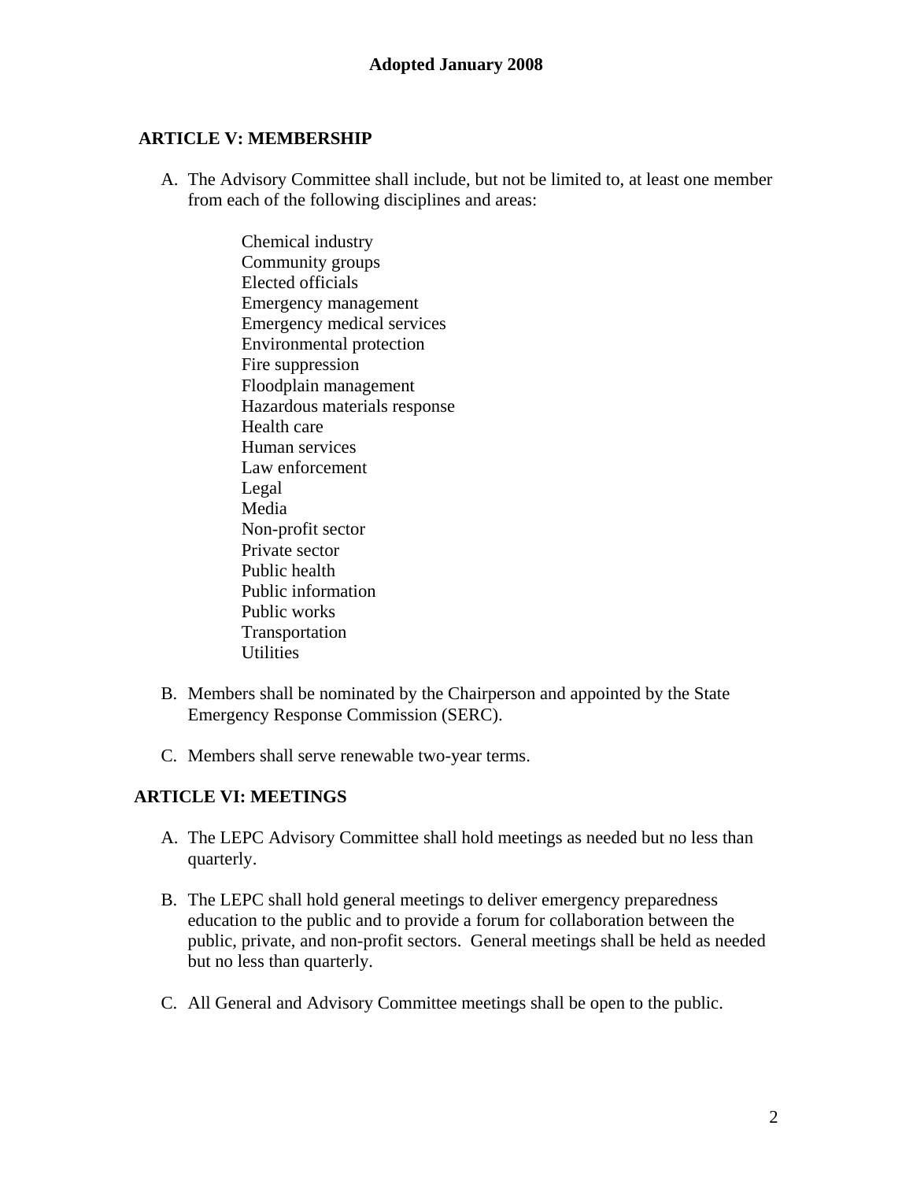**Adopted January 2008**

## ARTICLE V: MEMBERSHIP

A. The Advisory Committee shall include, but not be limited to, at least one member from each of the following disciplines and areas:

    Chemical industry
    Community groups
    Elected officials
    Emergency management
    Emergency medical services
    Environmental protection
    Fire suppression
    Floodplain management
    Hazardous materials response
    Health care
    Human services
    Law enforcement
    Legal
    Media
    Non-profit sector
    Private sector
    Public health
    Public information
    Public works
    Transportation
    Utilities

B. Members shall be nominated by the Chairperson and appointed by the State Emergency Response Commission (SERC).

C. Members shall serve renewable two-year terms.

## ARTICLE VI: MEETINGS

A. The LEPC Advisory Committee shall hold meetings as needed but no less than quarterly.

B. The LEPC shall hold general meetings to deliver emergency preparedness education to the public and to provide a forum for collaboration between the public, private, and non-profit sectors. General meetings shall be held as needed but no less than quarterly.

C. All General and Advisory Committee meetings shall be open to the public.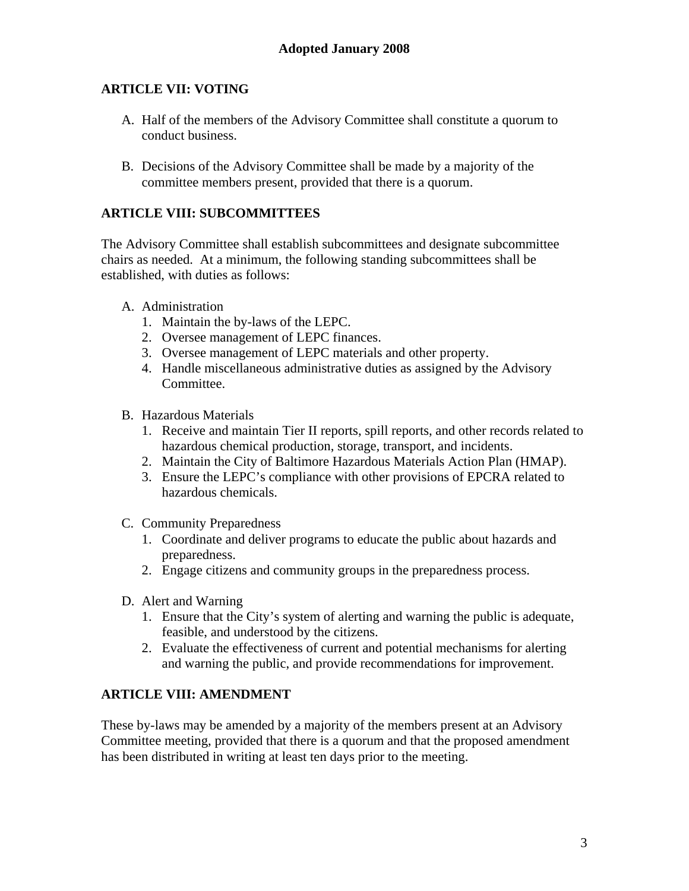**Adopted January 2008**

## ARTICLE VII: VOTING

A. Half of the members of the Advisory Committee shall constitute a quorum to conduct business.

B. Decisions of the Advisory Committee shall be made by a majority of the committee members present, provided that there is a quorum.

## ARTICLE VIII: SUBCOMMITTEES

The Advisory Committee shall establish subcommittees and designate subcommittee chairs as needed. At a minimum, the following standing subcommittees shall be established, with duties as follows:

A. Administration
   1. Maintain the by-laws of the LEPC.
   2. Oversee management of LEPC finances.
   3. Oversee management of LEPC materials and other property.
   4. Handle miscellaneous administrative duties as assigned by the Advisory Committee.

B. Hazardous Materials
   1. Receive and maintain Tier II reports, spill reports, and other records related to hazardous chemical production, storage, transport, and incidents.
   2. Maintain the City of Baltimore Hazardous Materials Action Plan (HMAP).
   3. Ensure the LEPC's compliance with other provisions of EPCRA related to hazardous chemicals.

C. Community Preparedness
   1. Coordinate and deliver programs to educate the public about hazards and preparedness.
   2. Engage citizens and community groups in the preparedness process.

D. Alert and Warning
   1. Ensure that the City's system of alerting and warning the public is adequate, feasible, and understood by the citizens.
   2. Evaluate the effectiveness of current and potential mechanisms for alerting and warning the public, and provide recommendations for improvement.

## ARTICLE VIII: AMENDMENT

These by-laws may be amended by a majority of the members present at an Advisory Committee meeting, provided that there is a quorum and that the proposed amendment has been distributed in writing at least ten days prior to the meeting.